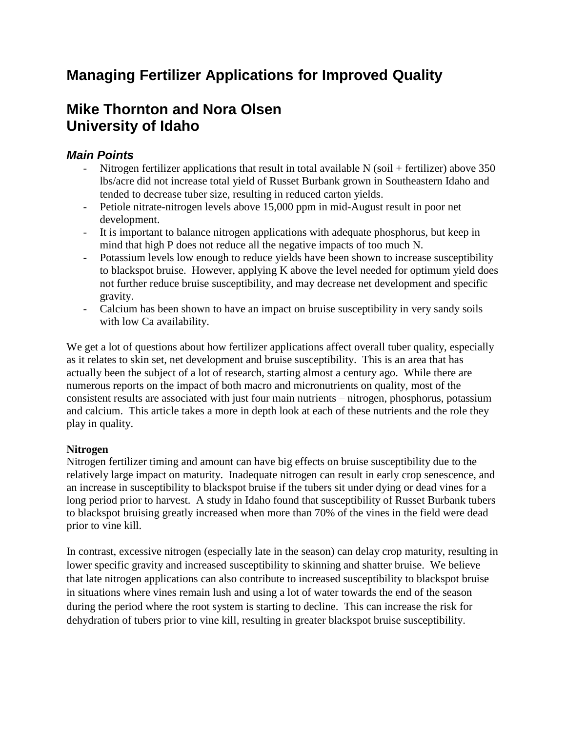# Managing Fertilizer Applications for Improved Quality

## Mike Thornton and Nora Olsen
## University of Idaho

### *Main Points*

- Nitrogen fertilizer applications that result in total available N (soil + fertilizer) above 350 lbs/acre did not increase total yield of Russet Burbank grown in Southeastern Idaho and tended to decrease tuber size, resulting in reduced carton yields.
- Petiole nitrate-nitrogen levels above 15,000 ppm in mid-August result in poor net development.
- It is important to balance nitrogen applications with adequate phosphorus, but keep in mind that high P does not reduce all the negative impacts of too much N.
- Potassium levels low enough to reduce yields have been shown to increase susceptibility to blackspot bruise. However, applying K above the level needed for optimum yield does not further reduce bruise susceptibility, and may decrease net development and specific gravity.
- Calcium has been shown to have an impact on bruise susceptibility in very sandy soils with low Ca availability.

We get a lot of questions about how fertilizer applications affect overall tuber quality, especially as it relates to skin set, net development and bruise susceptibility. This is an area that has actually been the subject of a lot of research, starting almost a century ago. While there are numerous reports on the impact of both macro and micronutrients on quality, most of the consistent results are associated with just four main nutrients – nitrogen, phosphorus, potassium and calcium. This article takes a more in depth look at each of these nutrients and the role they play in quality.

**Nitrogen**

Nitrogen fertilizer timing and amount can have big effects on bruise susceptibility due to the relatively large impact on maturity. Inadequate nitrogen can result in early crop senescence, and an increase in susceptibility to blackspot bruise if the tubers sit under dying or dead vines for a long period prior to harvest. A study in Idaho found that susceptibility of Russet Burbank tubers to blackspot bruising greatly increased when more than 70% of the vines in the field were dead prior to vine kill.

In contrast, excessive nitrogen (especially late in the season) can delay crop maturity, resulting in lower specific gravity and increased susceptibility to skinning and shatter bruise. We believe that late nitrogen applications can also contribute to increased susceptibility to blackspot bruise in situations where vines remain lush and using a lot of water towards the end of the season during the period where the root system is starting to decline. This can increase the risk for dehydration of tubers prior to vine kill, resulting in greater blackspot bruise susceptibility.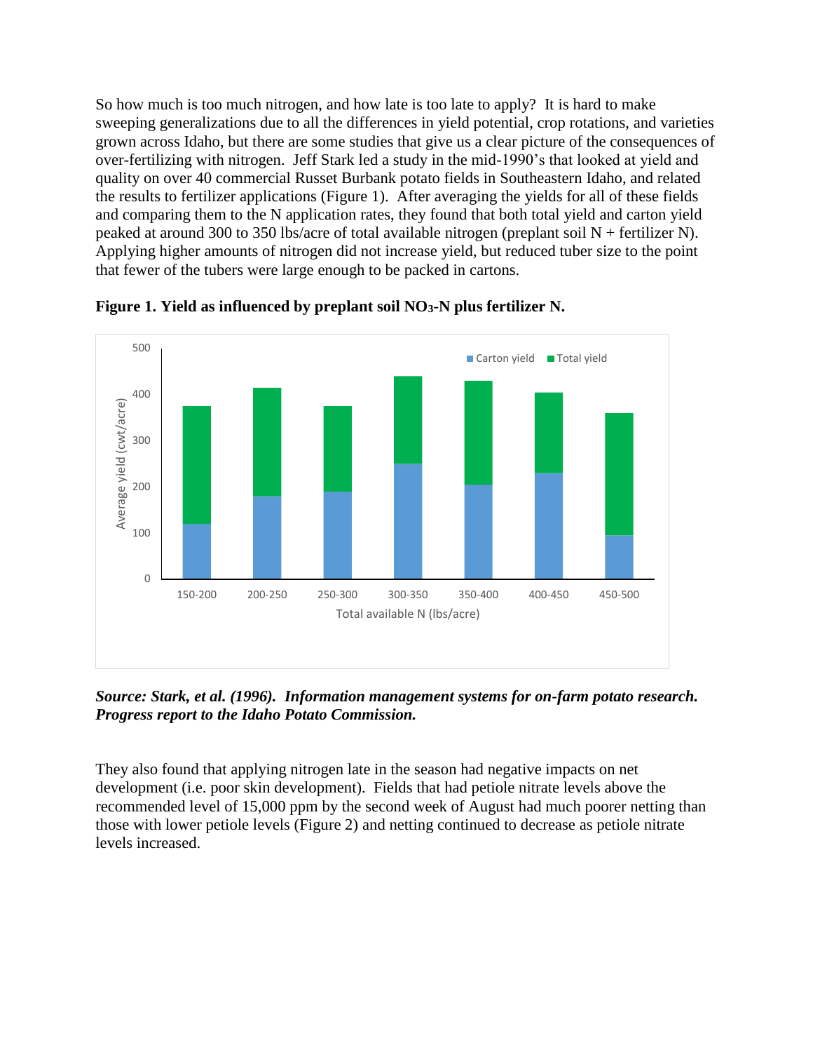So how much is too much nitrogen, and how late is too late to apply? It is hard to make sweeping generalizations due to all the differences in yield potential, crop rotations, and varieties grown across Idaho, but there are some studies that give us a clear picture of the consequences of over-fertilizing with nitrogen. Jeff Stark led a study in the mid-1990's that looked at yield and quality on over 40 commercial Russet Burbank potato fields in Southeastern Idaho, and related the results to fertilizer applications (Figure 1). After averaging the yields for all of these fields and comparing them to the N application rates, they found that both total yield and carton yield peaked at around 300 to 350 lbs/acre of total available nitrogen (preplant soil N + fertilizer N). Applying higher amounts of nitrogen did not increase yield, but reduced tuber size to the point that fewer of the tubers were large enough to be packed in cartons.

**Figure 1. Yield as influenced by preplant soil $NO_3$-N plus fertilizer N.**

***Source: Stark, et al. (1996). Information management systems for on-farm potato research. Progress report to the Idaho Potato Commission.***

They also found that applying nitrogen late in the season had negative impacts on net development (i.e. poor skin development). Fields that had petiole nitrate levels above the recommended level of 15,000 ppm by the second week of August had much poorer netting than those with lower petiole levels (Figure 2) and netting continued to decrease as petiole nitrate levels increased.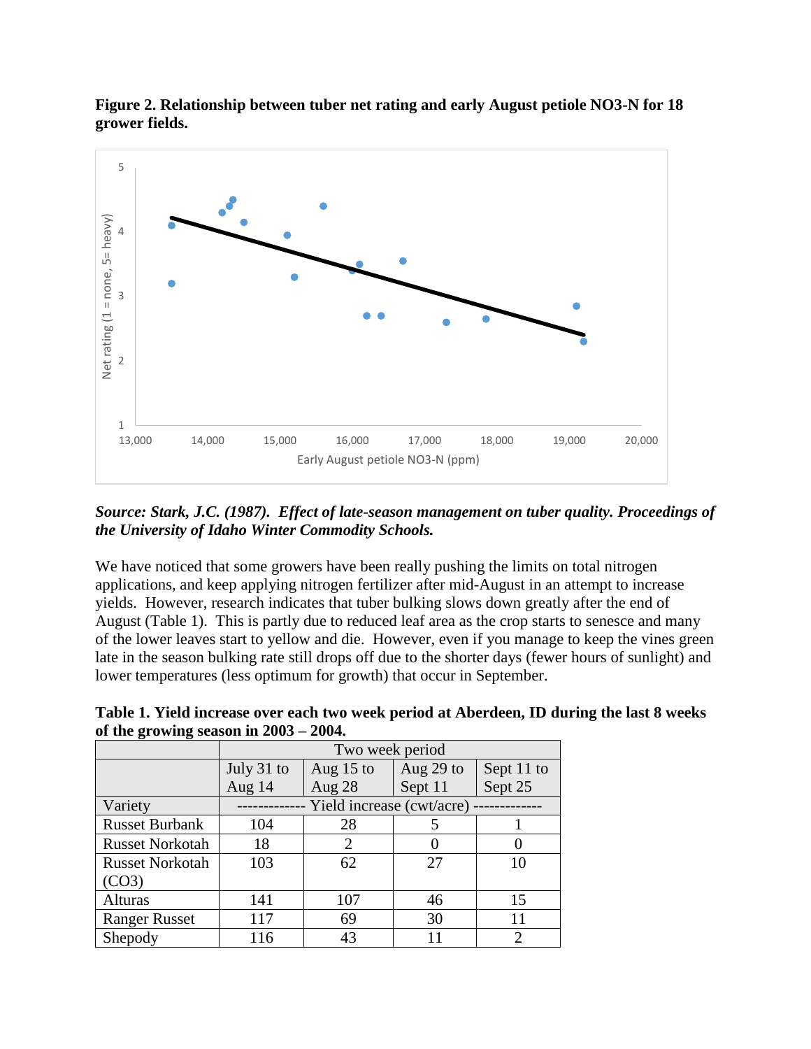**Figure 2. Relationship between tuber net rating and early August petiole NO3-N for 18 grower fields.**

*Source: Stark, J.C. (1987). Effect of late-season management on tuber quality. Proceedings of the University of Idaho Winter Commodity Schools.*

We have noticed that some growers have been really pushing the limits on total nitrogen applications, and keep applying nitrogen fertilizer after mid-August in an attempt to increase yields. However, research indicates that tuber bulking slows down greatly after the end of August (Table 1). This is partly due to reduced leaf area as the crop starts to senesce and many of the lower leaves start to yellow and die. However, even if you manage to keep the vines green late in the season bulking rate still drops off due to the shorter days (fewer hours of sunlight) and lower temperatures (less optimum for growth) that occur in September.

**Table 1. Yield increase over each two week period at Aberdeen, ID during the last 8 weeks of the growing season in 2003 – 2004.**

| | Two week period | | | |
|---|---|---|---|---|
| | July 31 to Aug 14 | Aug 15 to Aug 28 | Aug 29 to Sept 11 | Sept 11 to Sept 25 |
| Variety | ------------ Yield increase (cwt/acre) ------------ | | | |
| Russet Burbank | 104 | 28 | 5 | 1 |
| Russet Norkotah | 18 | 2 | 0 | 0 |
| Russet Norkotah (CO3) | 103 | 62 | 27 | 10 |
| Alturas | 141 | 107 | 46 | 15 |
| Ranger Russet | 117 | 69 | 30 | 11 |
| Shepody | 116 | 43 | 11 | 2 |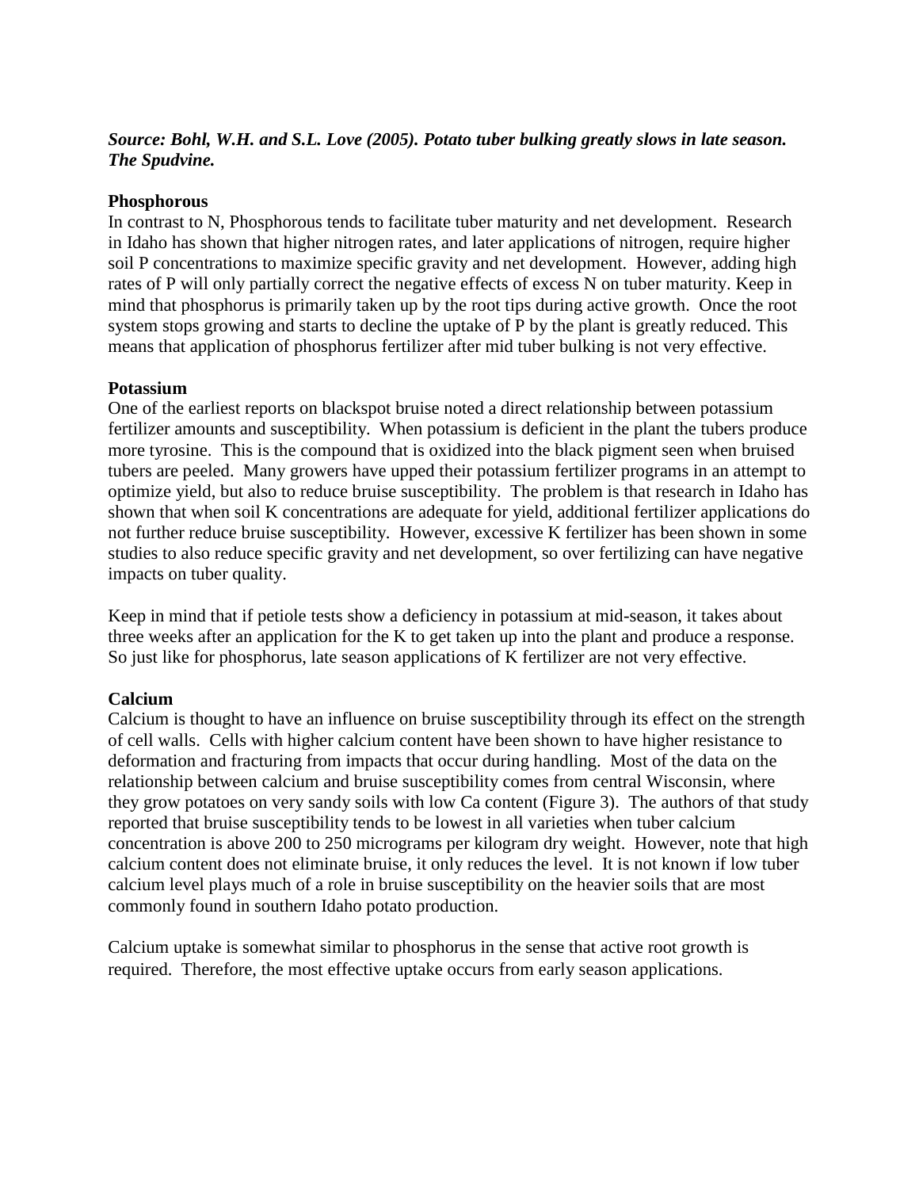***Source: Bohl, W.H. and S.L. Love (2005). Potato tuber bulking greatly slows in late season. The Spudvine.***

**Phosphorous**

In contrast to N, Phosphorous tends to facilitate tuber maturity and net development. Research in Idaho has shown that higher nitrogen rates, and later applications of nitrogen, require higher soil P concentrations to maximize specific gravity and net development. However, adding high rates of P will only partially correct the negative effects of excess N on tuber maturity. Keep in mind that phosphorus is primarily taken up by the root tips during active growth. Once the root system stops growing and starts to decline the uptake of P by the plant is greatly reduced. This means that application of phosphorus fertilizer after mid tuber bulking is not very effective.

**Potassium**

One of the earliest reports on blackspot bruise noted a direct relationship between potassium fertilizer amounts and susceptibility. When potassium is deficient in the plant the tubers produce more tyrosine. This is the compound that is oxidized into the black pigment seen when bruised tubers are peeled. Many growers have upped their potassium fertilizer programs in an attempt to optimize yield, but also to reduce bruise susceptibility. The problem is that research in Idaho has shown that when soil K concentrations are adequate for yield, additional fertilizer applications do not further reduce bruise susceptibility. However, excessive K fertilizer has been shown in some studies to also reduce specific gravity and net development, so over fertilizing can have negative impacts on tuber quality.

Keep in mind that if petiole tests show a deficiency in potassium at mid-season, it takes about three weeks after an application for the K to get taken up into the plant and produce a response. So just like for phosphorus, late season applications of K fertilizer are not very effective.

**Calcium**

Calcium is thought to have an influence on bruise susceptibility through its effect on the strength of cell walls. Cells with higher calcium content have been shown to have higher resistance to deformation and fracturing from impacts that occur during handling. Most of the data on the relationship between calcium and bruise susceptibility comes from central Wisconsin, where they grow potatoes on very sandy soils with low Ca content (Figure 3). The authors of that study reported that bruise susceptibility tends to be lowest in all varieties when tuber calcium concentration is above 200 to 250 micrograms per kilogram dry weight. However, note that high calcium content does not eliminate bruise, it only reduces the level. It is not known if low tuber calcium level plays much of a role in bruise susceptibility on the heavier soils that are most commonly found in southern Idaho potato production.

Calcium uptake is somewhat similar to phosphorus in the sense that active root growth is required. Therefore, the most effective uptake occurs from early season applications.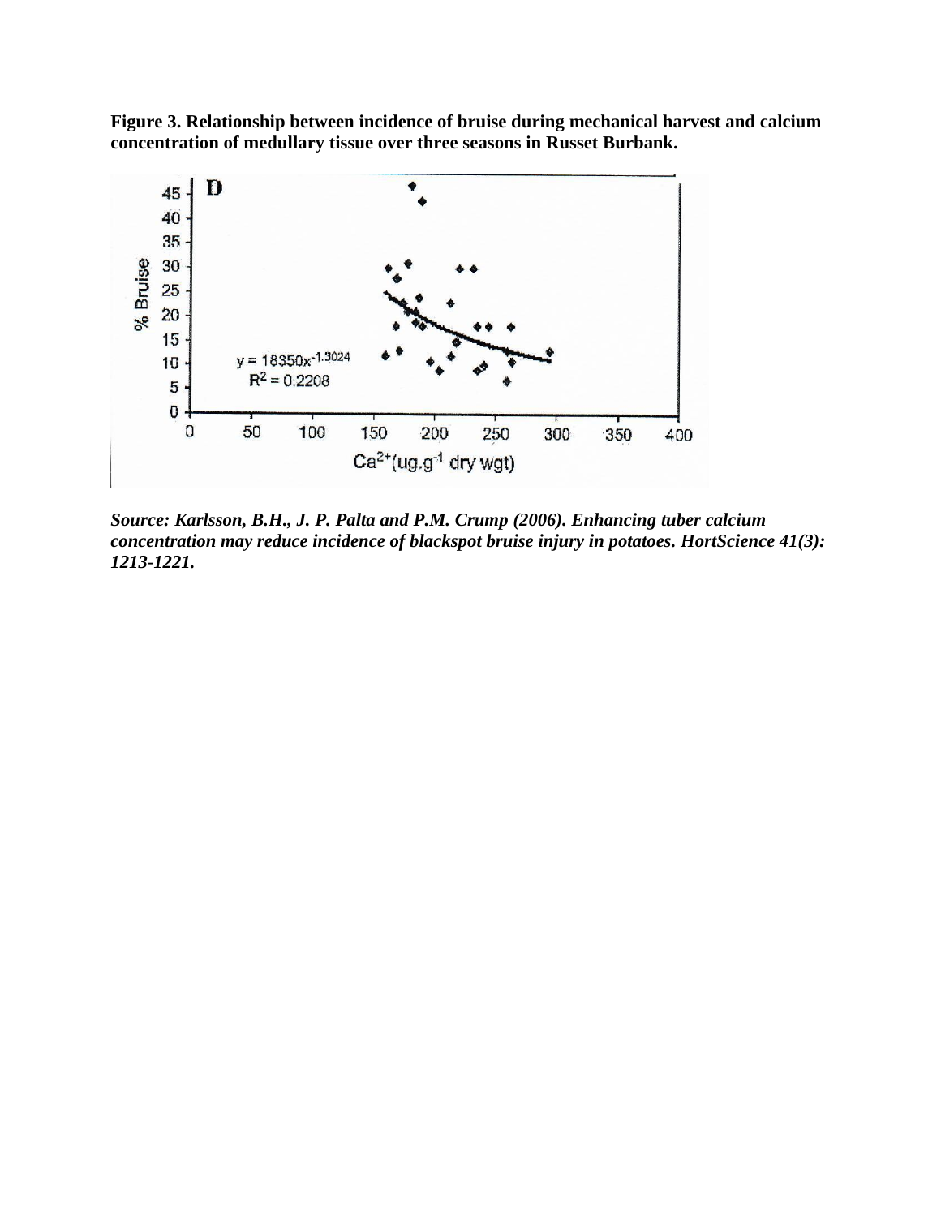**Figure 3. Relationship between incidence of bruise during mechanical harvest and calcium concentration of medullary tissue over three seasons in Russet Burbank.**

D

% Bruise

45
40
35
30
25
20
15
10
5
0

0 50 100 150 200 250 300 350 400

$Ca^{2+}$(ug.g$^{-1}$ dry wgt)

$y = 18350x^{-1.3024}$

$R^2 = 0.2208$

***Source: Karlsson, B.H., J. P. Palta and P.M. Crump (2006). Enhancing tuber calcium concentration may reduce incidence of blackspot bruise injury in potatoes. HortScience 41(3): 1213-1221.***